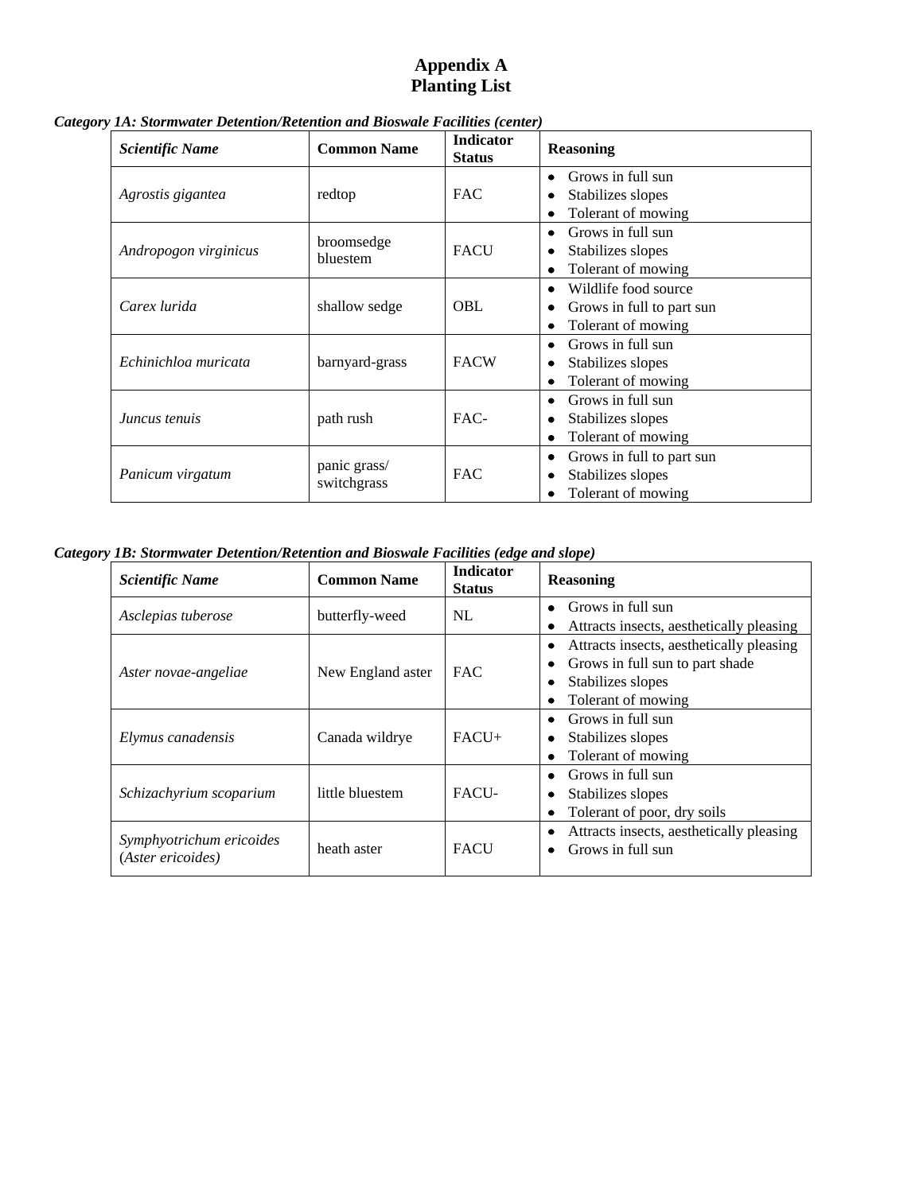# Appendix A
# Planting List

***Category 1A: Stormwater Detention/Retention and Bioswale Facilities (center)***

| *Scientific Name* | Common Name | Indicator Status | Reasoning |
|---|---|---|---|
| *Agrostis gigantea* | redtop | FAC | • Grows in full sun<br>• Stabilizes slopes<br>• Tolerant of mowing |
| *Andropogon virginicus* | broomsedge bluestem | FACU | • Grows in full sun<br>• Stabilizes slopes<br>• Tolerant of mowing |
| *Carex lurida* | shallow sedge | OBL | • Wildlife food source<br>• Grows in full to part sun<br>• Tolerant of mowing |
| *Echinichloa muricata* | barnyard-grass | FACW | • Grows in full sun<br>• Stabilizes slopes<br>• Tolerant of mowing |
| *Juncus tenuis* | path rush | FAC- | • Grows in full sun<br>• Stabilizes slopes<br>• Tolerant of mowing |
| *Panicum virgatum* | panic grass/ switchgrass | FAC | • Grows in full to part sun<br>• Stabilizes slopes<br>• Tolerant of mowing |

***Category 1B: Stormwater Detention/Retention and Bioswale Facilities (edge and slope)***

| *Scientific Name* | Common Name | Indicator Status | Reasoning |
|---|---|---|---|
| *Asclepias tuberose* | butterfly-weed | NL | • Grows in full sun<br>• Attracts insects, aesthetically pleasing |
| *Aster novae-angeliae* | New England aster | FAC | • Attracts insects, aesthetically pleasing<br>• Grows in full sun to part shade<br>• Stabilizes slopes<br>• Tolerant of mowing |
| *Elymus canadensis* | Canada wildrye | FACU+ | • Grows in full sun<br>• Stabilizes slopes<br>• Tolerant of mowing |
| *Schizachyrium scoparium* | little bluestem | FACU- | • Grows in full sun<br>• Stabilizes slopes<br>• Tolerant of poor, dry soils |
| *Symphyotrichum ericoides* (*Aster ericoides)* | heath aster | FACU | • Attracts insects, aesthetically pleasing<br>• Grows in full sun |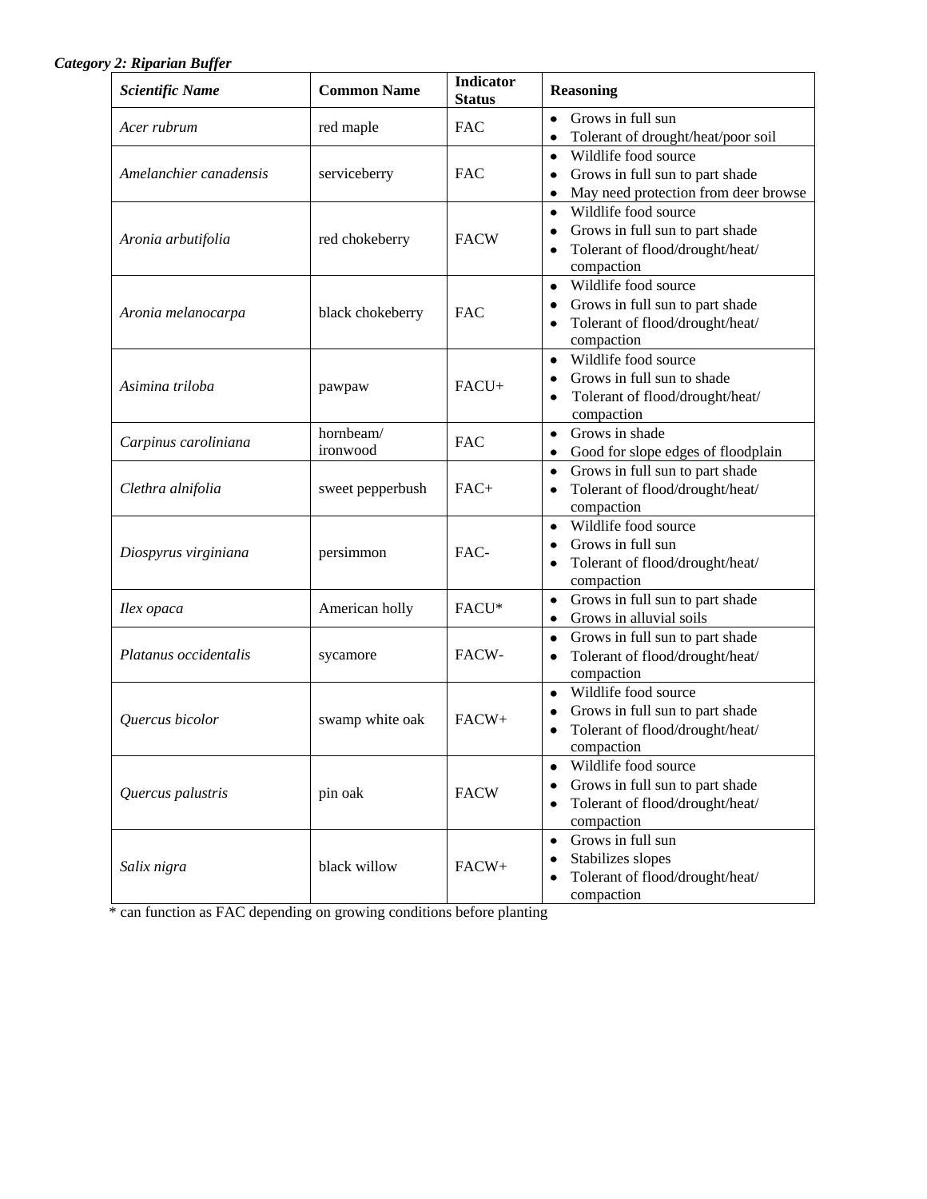***Category 2: Riparian Buffer***

| *Scientific Name* | **Common Name** | **Indicator Status** | **Reasoning** |
|---|---|---|---|
| *Acer rubrum* | red maple | FAC | • Grows in full sun<br>• Tolerant of drought/heat/poor soil |
| *Amelanchier canadensis* | serviceberry | FAC | • Wildlife food source<br>• Grows in full sun to part shade<br>• May need protection from deer browse |
| *Aronia arbutifolia* | red chokeberry | FACW | • Wildlife food source<br>• Grows in full sun to part shade<br>• Tolerant of flood/drought/heat/ compaction |
| *Aronia melanocarpa* | black chokeberry | FAC | • Wildlife food source<br>• Grows in full sun to part shade<br>• Tolerant of flood/drought/heat/ compaction |
| *Asimina triloba* | pawpaw | FACU+ | • Wildlife food source<br>• Grows in full sun to shade<br>• Tolerant of flood/drought/heat/ compaction |
| *Carpinus caroliniana* | hornbeam/ ironwood | FAC | • Grows in shade<br>• Good for slope edges of floodplain |
| *Clethra alnifolia* | sweet pepperbush | FAC+ | • Grows in full sun to part shade<br>• Tolerant of flood/drought/heat/ compaction |
| *Diospyrus virginiana* | persimmon | FAC- | • Wildlife food source<br>• Grows in full sun<br>• Tolerant of flood/drought/heat/ compaction |
| *Ilex opaca* | American holly | FACU* | • Grows in full sun to part shade<br>• Grows in alluvial soils |
| *Platanus occidentalis* | sycamore | FACW- | • Grows in full sun to part shade<br>• Tolerant of flood/drought/heat/ compaction |
| *Quercus bicolor* | swamp white oak | FACW+ | • Wildlife food source<br>• Grows in full sun to part shade<br>• Tolerant of flood/drought/heat/ compaction |
| *Quercus palustris* | pin oak | FACW | • Wildlife food source<br>• Grows in full sun to part shade<br>• Tolerant of flood/drought/heat/ compaction |
| *Salix nigra* | black willow | FACW+ | • Grows in full sun<br>• Stabilizes slopes<br>• Tolerant of flood/drought/heat/ compaction |

* can function as FAC depending on growing conditions before planting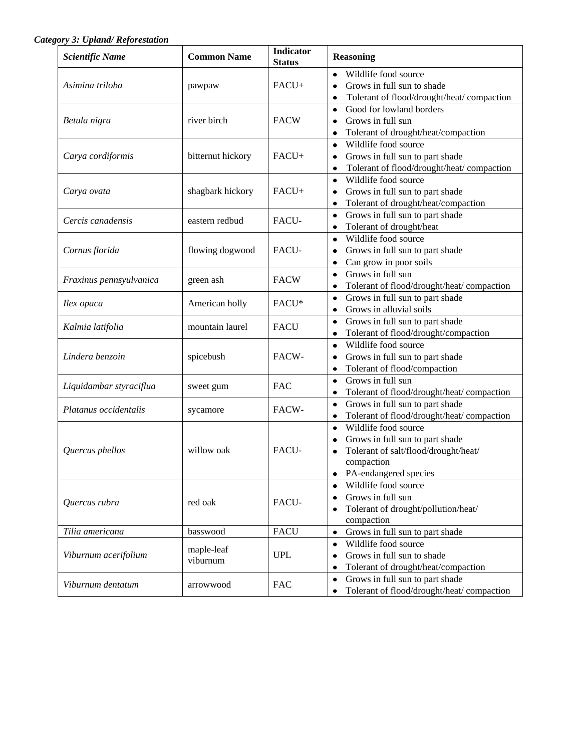***Category 3: Upland/ Reforestation***

| *Scientific Name* | **Common Name** | **Indicator Status** | **Reasoning** |
|---|---|---|---|
| *Asimina triloba* | pawpaw | FACU+ | • Wildlife food source<br>• Grows in full sun to shade<br>• Tolerant of flood/drought/heat/ compaction |
| *Betula nigra* | river birch | FACW | • Good for lowland borders<br>• Grows in full sun<br>• Tolerant of drought/heat/compaction |
| *Carya cordiformis* | bitternut hickory | FACU+ | • Wildlife food source<br>• Grows in full sun to part shade<br>• Tolerant of flood/drought/heat/ compaction |
| *Carya ovata* | shagbark hickory | FACU+ | • Wildlife food source<br>• Grows in full sun to part shade<br>• Tolerant of drought/heat/compaction |
| *Cercis canadensis* | eastern redbud | FACU- | • Grows in full sun to part shade<br>• Tolerant of drought/heat |
| *Cornus florida* | flowing dogwood | FACU- | • Wildlife food source<br>• Grows in full sun to part shade<br>• Can grow in poor soils |
| *Fraxinus pennsyulvanica* | green ash | FACW | • Grows in full sun<br>• Tolerant of flood/drought/heat/ compaction |
| *Ilex opaca* | American holly | FACU* | • Grows in full sun to part shade<br>• Grows in alluvial soils |
| *Kalmia latifolia* | mountain laurel | FACU | • Grows in full sun to part shade<br>• Tolerant of flood/drought/compaction |
| *Lindera benzoin* | spicebush | FACW- | • Wildlife food source<br>• Grows in full sun to part shade<br>• Tolerant of flood/compaction |
| *Liquidambar styraciflua* | sweet gum | FAC | • Grows in full sun<br>• Tolerant of flood/drought/heat/ compaction |
| *Platanus occidentalis* | sycamore | FACW- | • Grows in full sun to part shade<br>• Tolerant of flood/drought/heat/ compaction |
| *Quercus phellos* | willow oak | FACU- | • Wildlife food source<br>• Grows in full sun to part shade<br>• Tolerant of salt/flood/drought/heat/ compaction<br>• PA-endangered species |
| *Quercus rubra* | red oak | FACU- | • Wildlife food source<br>• Grows in full sun<br>• Tolerant of drought/pollution/heat/ compaction |
| *Tilia americana* | basswood | FACU | • Grows in full sun to part shade |
| *Viburnum acerifolium* | maple-leaf viburnum | UPL | • Wildlife food source<br>• Grows in full sun to shade<br>• Tolerant of drought/heat/compaction |
| *Viburnum dentatum* | arrowwood | FAC | • Grows in full sun to part shade<br>• Tolerant of flood/drought/heat/ compaction |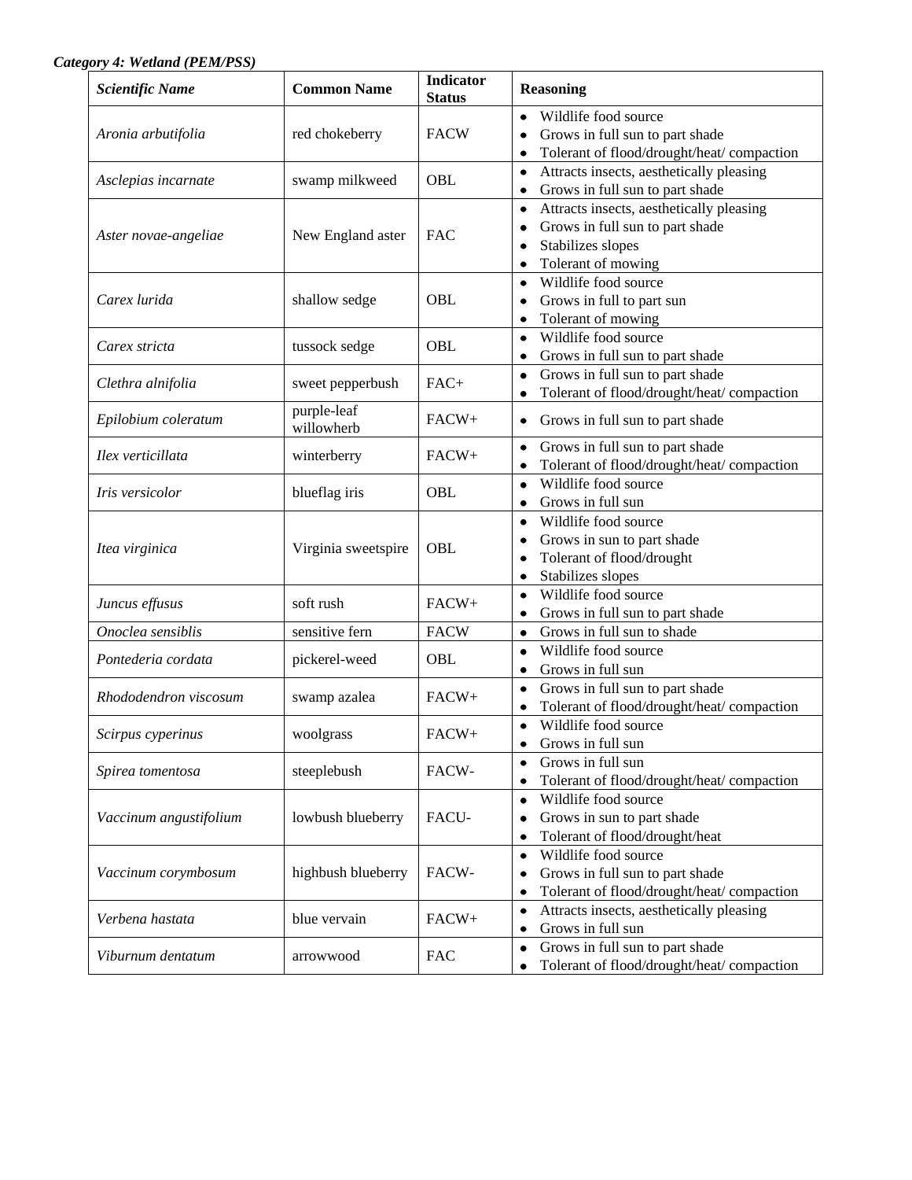***Category 4: Wetland (PEM/PSS)***

| ***Scientific Name*** | **Common Name** | **Indicator Status** | **Reasoning** |
|---|---|---|---|
| *Aronia arbutifolia* | red chokeberry | FACW | • Wildlife food source<br>• Grows in full sun to part shade<br>• Tolerant of flood/drought/heat/ compaction |
| *Asclepias incarnate* | swamp milkweed | OBL | • Attracts insects, aesthetically pleasing<br>• Grows in full sun to part shade |
| *Aster novae-angeliae* | New England aster | FAC | • Attracts insects, aesthetically pleasing<br>• Grows in full sun to part shade<br>• Stabilizes slopes<br>• Tolerant of mowing |
| *Carex lurida* | shallow sedge | OBL | • Wildlife food source<br>• Grows in full to part sun<br>• Tolerant of mowing |
| *Carex stricta* | tussock sedge | OBL | • Wildlife food source<br>• Grows in full sun to part shade |
| *Clethra alnifolia* | sweet pepperbush | FAC+ | • Grows in full sun to part shade<br>• Tolerant of flood/drought/heat/ compaction |
| *Epilobium coleratum* | purple-leaf willowherb | FACW+ | • Grows in full sun to part shade |
| *Ilex verticillata* | winterberry | FACW+ | • Grows in full sun to part shade<br>• Tolerant of flood/drought/heat/ compaction |
| *Iris versicolor* | blueflag iris | OBL | • Wildlife food source<br>• Grows in full sun |
| *Itea virginica* | Virginia sweetspire | OBL | • Wildlife food source<br>• Grows in sun to part shade<br>• Tolerant of flood/drought<br>• Stabilizes slopes |
| *Juncus effusus* | soft rush | FACW+ | • Wildlife food source<br>• Grows in full sun to part shade |
| *Onoclea sensiblis* | sensitive fern | FACW | • Grows in full sun to shade |
| *Pontederia cordata* | pickerel-weed | OBL | • Wildlife food source<br>• Grows in full sun |
| *Rhododendron viscosum* | swamp azalea | FACW+ | • Grows in full sun to part shade<br>• Tolerant of flood/drought/heat/ compaction |
| *Scirpus cyperinus* | woolgrass | FACW+ | • Wildlife food source<br>• Grows in full sun |
| *Spirea tomentosa* | steeplebush | FACW- | • Grows in full sun<br>• Tolerant of flood/drought/heat/ compaction |
| *Vaccinum angustifolium* | lowbush blueberry | FACU- | • Wildlife food source<br>• Grows in sun to part shade<br>• Tolerant of flood/drought/heat |
| *Vaccinum corymbosum* | highbush blueberry | FACW- | • Wildlife food source<br>• Grows in full sun to part shade<br>• Tolerant of flood/drought/heat/ compaction |
| *Verbena hastata* | blue vervain | FACW+ | • Attracts insects, aesthetically pleasing<br>• Grows in full sun |
| *Viburnum dentatum* | arrowwood | FAC | • Grows in full sun to part shade<br>• Tolerant of flood/drought/heat/ compaction |